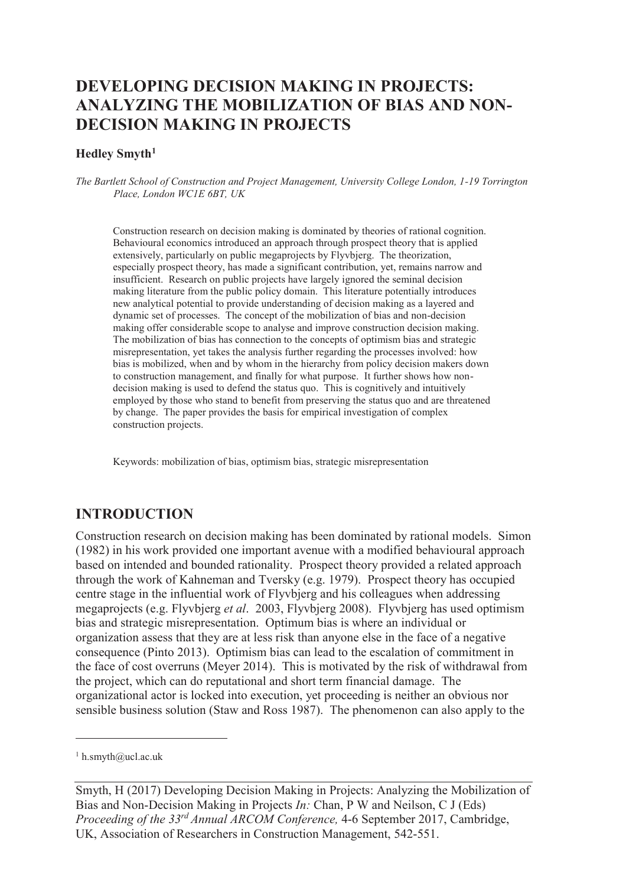# DEVELOPING DECISION MAKING IN PROJECTS: ANALYZING THE MOBILIZATION OF BIAS AND NON-DECISION MAKING IN PROJECTS

**Hedley Smyth**[1]

*The Bartlett School of Construction and Project Management, University College London, 1-19 Torrington Place, London WC1E 6BT, UK*

Construction research on decision making is dominated by theories of rational cognition. Behavioural economics introduced an approach through prospect theory that is applied extensively, particularly on public megaprojects by Flyvbjerg. The theorization, especially prospect theory, has made a significant contribution, yet, remains narrow and insufficient. Research on public projects have largely ignored the seminal decision making literature from the public policy domain. This literature potentially introduces new analytical potential to provide understanding of decision making as a layered and dynamic set of processes. The concept of the mobilization of bias and non-decision making offer considerable scope to analyse and improve construction decision making. The mobilization of bias has connection to the concepts of optimism bias and strategic misrepresentation, yet takes the analysis further regarding the processes involved: how bias is mobilized, when and by whom in the hierarchy from policy decision makers down to construction management, and finally for what purpose. It further shows how non-decision making is used to defend the status quo. This is cognitively and intuitively employed by those who stand to benefit from preserving the status quo and are threatened by change. The paper provides the basis for empirical investigation of complex construction projects.

Keywords: mobilization of bias, optimism bias, strategic misrepresentation

## INTRODUCTION

Construction research on decision making has been dominated by rational models. Simon (1982) in his work provided one important avenue with a modified behavioural approach based on intended and bounded rationality. Prospect theory provided a related approach through the work of Kahneman and Tversky (e.g. 1979). Prospect theory has occupied centre stage in the influential work of Flyvbjerg and his colleagues when addressing megaprojects (e.g. Flyvbjerg *et al*. 2003, Flyvbjerg 2008). Flyvbjerg has used optimism bias and strategic misrepresentation. Optimum bias is where an individual or organization assess that they are at less risk than anyone else in the face of a negative consequence (Pinto 2013). Optimism bias can lead to the escalation of commitment in the face of cost overruns (Meyer 2014). This is motivated by the risk of withdrawal from the project, which can do reputational and short term financial damage. The organizational actor is locked into execution, yet proceeding is neither an obvious nor sensible business solution (Staw and Ross 1987). The phenomenon can also apply to the

[1] h.smyth@ucl.ac.uk

Smyth, H (2017) Developing Decision Making in Projects: Analyzing the Mobilization of Bias and Non-Decision Making in Projects *In:* Chan, P W and Neilson, C J (Eds) *Proceeding of the 33rd Annual ARCOM Conference,* 4-6 September 2017, Cambridge, UK, Association of Researchers in Construction Management, 542-551.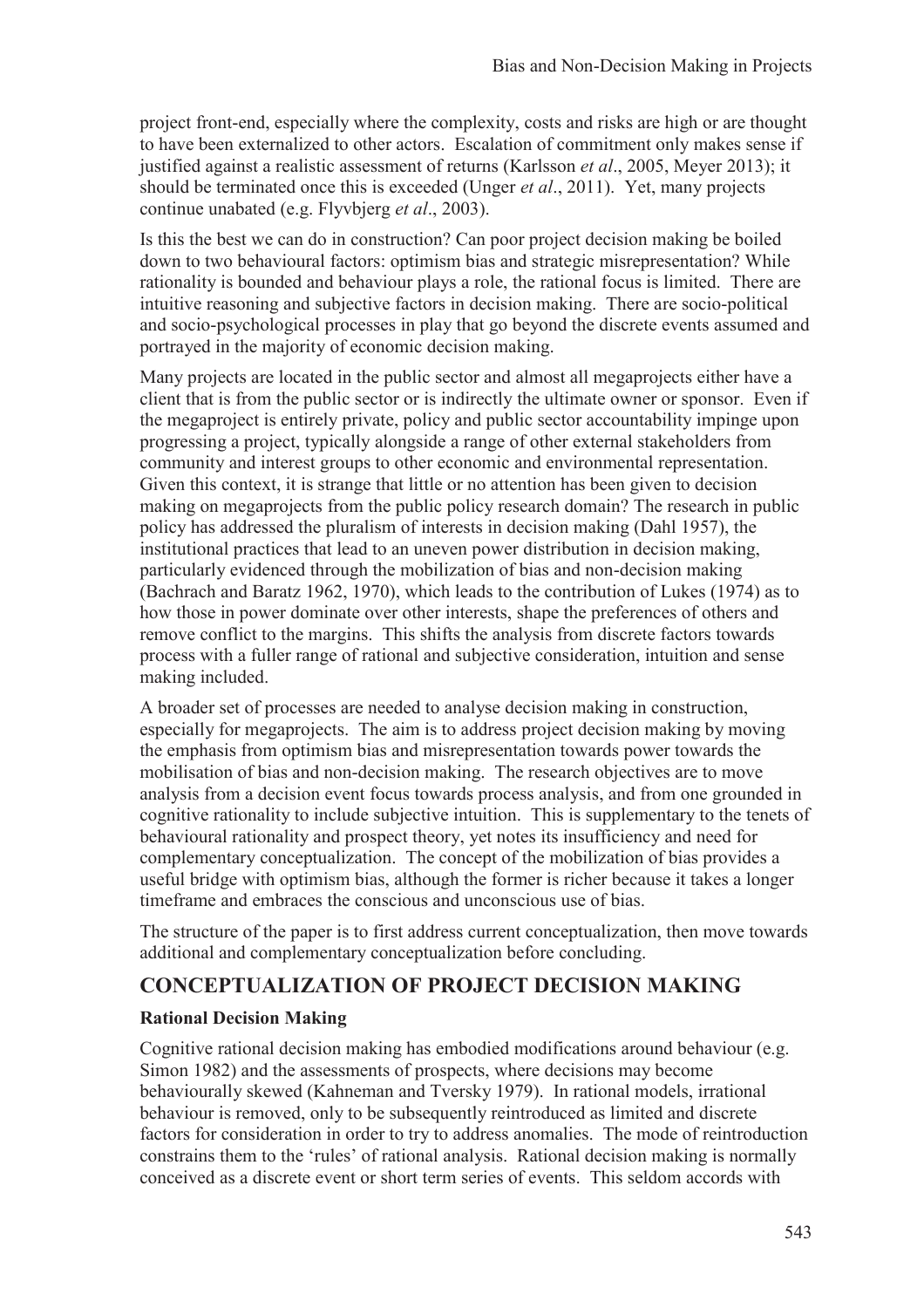project front-end, especially where the complexity, costs and risks are high or are thought to have been externalized to other actors. Escalation of commitment only makes sense if justified against a realistic assessment of returns (Karlsson *et al*., 2005, Meyer 2013); it should be terminated once this is exceeded (Unger *et al*., 2011). Yet, many projects continue unabated (e.g. Flyvbjerg *et al*., 2003).

Is this the best we can do in construction? Can poor project decision making be boiled down to two behavioural factors: optimism bias and strategic misrepresentation? While rationality is bounded and behaviour plays a role, the rational focus is limited. There are intuitive reasoning and subjective factors in decision making. There are socio-political and socio-psychological processes in play that go beyond the discrete events assumed and portrayed in the majority of economic decision making.

Many projects are located in the public sector and almost all megaprojects either have a client that is from the public sector or is indirectly the ultimate owner or sponsor. Even if the megaproject is entirely private, policy and public sector accountability impinge upon progressing a project, typically alongside a range of other external stakeholders from community and interest groups to other economic and environmental representation. Given this context, it is strange that little or no attention has been given to decision making on megaprojects from the public policy research domain? The research in public policy has addressed the pluralism of interests in decision making (Dahl 1957), the institutional practices that lead to an uneven power distribution in decision making, particularly evidenced through the mobilization of bias and non-decision making (Bachrach and Baratz 1962, 1970), which leads to the contribution of Lukes (1974) as to how those in power dominate over other interests, shape the preferences of others and remove conflict to the margins. This shifts the analysis from discrete factors towards process with a fuller range of rational and subjective consideration, intuition and sense making included.

A broader set of processes are needed to analyse decision making in construction, especially for megaprojects. The aim is to address project decision making by moving the emphasis from optimism bias and misrepresentation towards power towards the mobilisation of bias and non-decision making. The research objectives are to move analysis from a decision event focus towards process analysis, and from one grounded in cognitive rationality to include subjective intuition. This is supplementary to the tenets of behavioural rationality and prospect theory, yet notes its insufficiency and need for complementary conceptualization. The concept of the mobilization of bias provides a useful bridge with optimism bias, although the former is richer because it takes a longer timeframe and embraces the conscious and unconscious use of bias.

The structure of the paper is to first address current conceptualization, then move towards additional and complementary conceptualization before concluding.

## CONCEPTUALIZATION OF PROJECT DECISION MAKING

### Rational Decision Making

Cognitive rational decision making has embodied modifications around behaviour (e.g. Simon 1982) and the assessments of prospects, where decisions may become behaviourally skewed (Kahneman and Tversky 1979). In rational models, irrational behaviour is removed, only to be subsequently reintroduced as limited and discrete factors for consideration in order to try to address anomalies. The mode of reintroduction constrains them to the 'rules' of rational analysis. Rational decision making is normally conceived as a discrete event or short term series of events. This seldom accords with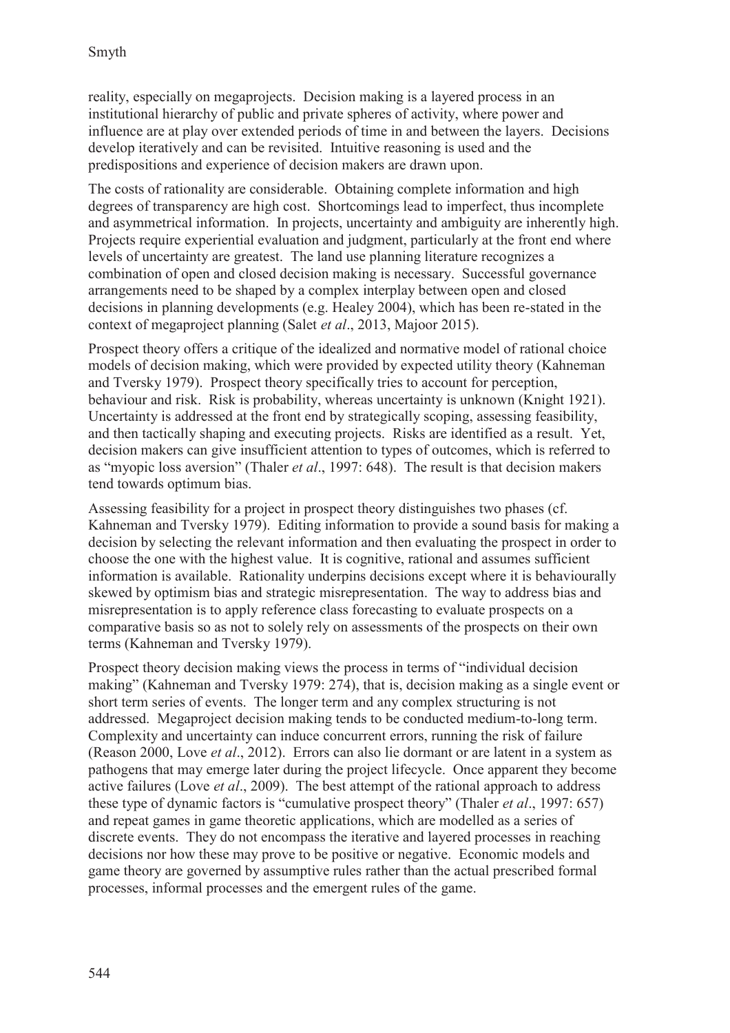reality, especially on megaprojects. Decision making is a layered process in an institutional hierarchy of public and private spheres of activity, where power and influence are at play over extended periods of time in and between the layers. Decisions develop iteratively and can be revisited. Intuitive reasoning is used and the predispositions and experience of decision makers are drawn upon.

The costs of rationality are considerable. Obtaining complete information and high degrees of transparency are high cost. Shortcomings lead to imperfect, thus incomplete and asymmetrical information. In projects, uncertainty and ambiguity are inherently high. Projects require experiential evaluation and judgment, particularly at the front end where levels of uncertainty are greatest. The land use planning literature recognizes a combination of open and closed decision making is necessary. Successful governance arrangements need to be shaped by a complex interplay between open and closed decisions in planning developments (e.g. Healey 2004), which has been re-stated in the context of megaproject planning (Salet *et al*., 2013, Majoor 2015).

Prospect theory offers a critique of the idealized and normative model of rational choice models of decision making, which were provided by expected utility theory (Kahneman and Tversky 1979). Prospect theory specifically tries to account for perception, behaviour and risk. Risk is probability, whereas uncertainty is unknown (Knight 1921). Uncertainty is addressed at the front end by strategically scoping, assessing feasibility, and then tactically shaping and executing projects. Risks are identified as a result. Yet, decision makers can give insufficient attention to types of outcomes, which is referred to as "myopic loss aversion" (Thaler *et al*., 1997: 648). The result is that decision makers tend towards optimum bias.

Assessing feasibility for a project in prospect theory distinguishes two phases (cf. Kahneman and Tversky 1979). Editing information to provide a sound basis for making a decision by selecting the relevant information and then evaluating the prospect in order to choose the one with the highest value. It is cognitive, rational and assumes sufficient information is available. Rationality underpins decisions except where it is behaviourally skewed by optimism bias and strategic misrepresentation. The way to address bias and misrepresentation is to apply reference class forecasting to evaluate prospects on a comparative basis so as not to solely rely on assessments of the prospects on their own terms (Kahneman and Tversky 1979).

Prospect theory decision making views the process in terms of "individual decision making" (Kahneman and Tversky 1979: 274), that is, decision making as a single event or short term series of events. The longer term and any complex structuring is not addressed. Megaproject decision making tends to be conducted medium-to-long term. Complexity and uncertainty can induce concurrent errors, running the risk of failure (Reason 2000, Love *et al*., 2012). Errors can also lie dormant or are latent in a system as pathogens that may emerge later during the project lifecycle. Once apparent they become active failures (Love *et al*., 2009). The best attempt of the rational approach to address these type of dynamic factors is "cumulative prospect theory" (Thaler *et al*., 1997: 657) and repeat games in game theoretic applications, which are modelled as a series of discrete events. They do not encompass the iterative and layered processes in reaching decisions nor how these may prove to be positive or negative. Economic models and game theory are governed by assumptive rules rather than the actual prescribed formal processes, informal processes and the emergent rules of the game.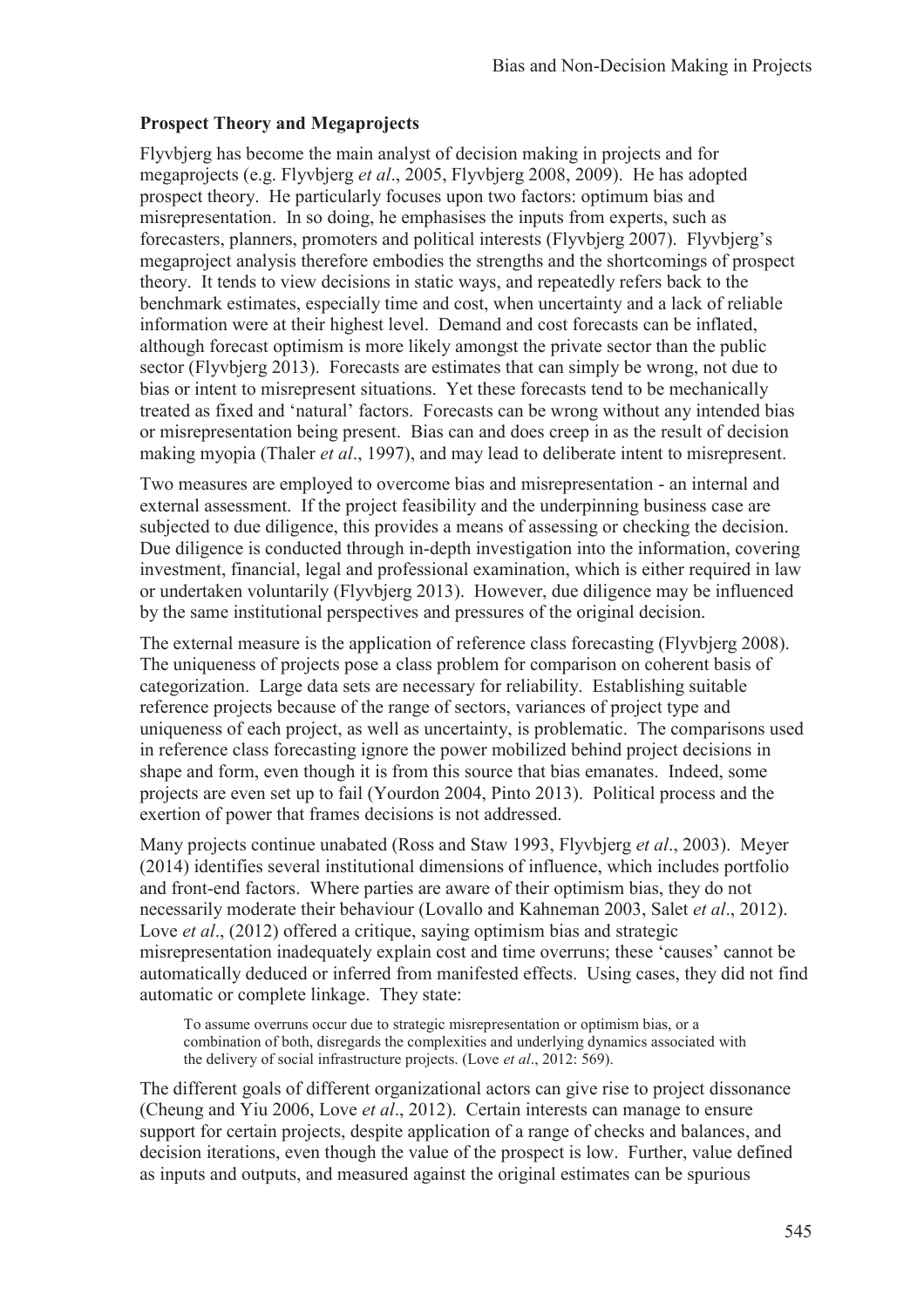**Prospect Theory and Megaprojects**

Flyvbjerg has become the main analyst of decision making in projects and for megaprojects (e.g. Flyvbjerg *et al*., 2005, Flyvbjerg 2008, 2009). He has adopted prospect theory. He particularly focuses upon two factors: optimum bias and misrepresentation. In so doing, he emphasises the inputs from experts, such as forecasters, planners, promoters and political interests (Flyvbjerg 2007). Flyvbjerg's megaproject analysis therefore embodies the strengths and the shortcomings of prospect theory. It tends to view decisions in static ways, and repeatedly refers back to the benchmark estimates, especially time and cost, when uncertainty and a lack of reliable information were at their highest level. Demand and cost forecasts can be inflated, although forecast optimism is more likely amongst the private sector than the public sector (Flyvbjerg 2013). Forecasts are estimates that can simply be wrong, not due to bias or intent to misrepresent situations. Yet these forecasts tend to be mechanically treated as fixed and 'natural' factors. Forecasts can be wrong without any intended bias or misrepresentation being present. Bias can and does creep in as the result of decision making myopia (Thaler *et al*., 1997), and may lead to deliberate intent to misrepresent.

Two measures are employed to overcome bias and misrepresentation - an internal and external assessment. If the project feasibility and the underpinning business case are subjected to due diligence, this provides a means of assessing or checking the decision. Due diligence is conducted through in-depth investigation into the information, covering investment, financial, legal and professional examination, which is either required in law or undertaken voluntarily (Flyvbjerg 2013). However, due diligence may be influenced by the same institutional perspectives and pressures of the original decision.

The external measure is the application of reference class forecasting (Flyvbjerg 2008). The uniqueness of projects pose a class problem for comparison on coherent basis of categorization. Large data sets are necessary for reliability. Establishing suitable reference projects because of the range of sectors, variances of project type and uniqueness of each project, as well as uncertainty, is problematic. The comparisons used in reference class forecasting ignore the power mobilized behind project decisions in shape and form, even though it is from this source that bias emanates. Indeed, some projects are even set up to fail (Yourdon 2004, Pinto 2013). Political process and the exertion of power that frames decisions is not addressed.

Many projects continue unabated (Ross and Staw 1993, Flyvbjerg *et al*., 2003). Meyer (2014) identifies several institutional dimensions of influence, which includes portfolio and front-end factors. Where parties are aware of their optimism bias, they do not necessarily moderate their behaviour (Lovallo and Kahneman 2003, Salet *et al*., 2012). Love *et al*., (2012) offered a critique, saying optimism bias and strategic misrepresentation inadequately explain cost and time overruns; these 'causes' cannot be automatically deduced or inferred from manifested effects. Using cases, they did not find automatic or complete linkage. They state:

> To assume overruns occur due to strategic misrepresentation or optimism bias, or a combination of both, disregards the complexities and underlying dynamics associated with the delivery of social infrastructure projects. (Love *et al*., 2012: 569).

The different goals of different organizational actors can give rise to project dissonance (Cheung and Yiu 2006, Love *et al*., 2012). Certain interests can manage to ensure support for certain projects, despite application of a range of checks and balances, and decision iterations, even though the value of the prospect is low. Further, value defined as inputs and outputs, and measured against the original estimates can be spurious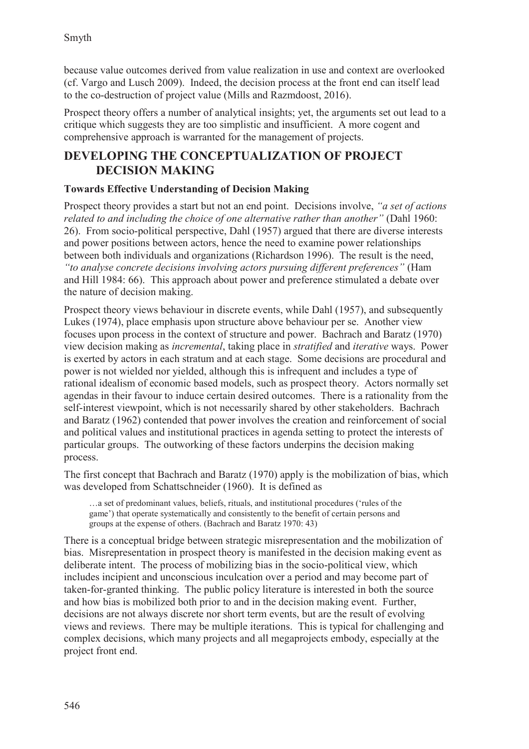because value outcomes derived from value realization in use and context are overlooked (cf. Vargo and Lusch 2009). Indeed, the decision process at the front end can itself lead to the co-destruction of project value (Mills and Razmdoost, 2016).

Prospect theory offers a number of analytical insights; yet, the arguments set out lead to a critique which suggests they are too simplistic and insufficient. A more cogent and comprehensive approach is warranted for the management of projects.

## DEVELOPING THE CONCEPTUALIZATION OF PROJECT DECISION MAKING

### Towards Effective Understanding of Decision Making

Prospect theory provides a start but not an end point. Decisions involve, *"a set of actions related to and including the choice of one alternative rather than another"* (Dahl 1960: 26). From socio-political perspective, Dahl (1957) argued that there are diverse interests and power positions between actors, hence the need to examine power relationships between both individuals and organizations (Richardson 1996). The result is the need, *"to analyse concrete decisions involving actors pursuing different preferences"* (Ham and Hill 1984: 66). This approach about power and preference stimulated a debate over the nature of decision making.

Prospect theory views behaviour in discrete events, while Dahl (1957), and subsequently Lukes (1974), place emphasis upon structure above behaviour per se. Another view focuses upon process in the context of structure and power. Bachrach and Baratz (1970) view decision making as *incremental*, taking place in *stratified* and *iterative* ways. Power is exerted by actors in each stratum and at each stage. Some decisions are procedural and power is not wielded nor yielded, although this is infrequent and includes a type of rational idealism of economic based models, such as prospect theory. Actors normally set agendas in their favour to induce certain desired outcomes. There is a rationality from the self-interest viewpoint, which is not necessarily shared by other stakeholders. Bachrach and Baratz (1962) contended that power involves the creation and reinforcement of social and political values and institutional practices in agenda setting to protect the interests of particular groups. The outworking of these factors underpins the decision making process.

The first concept that Bachrach and Baratz (1970) apply is the mobilization of bias, which was developed from Schattschneider (1960). It is defined as

> …a set of predominant values, beliefs, rituals, and institutional procedures ('rules of the game') that operate systematically and consistently to the benefit of certain persons and groups at the expense of others. (Bachrach and Baratz 1970: 43)

There is a conceptual bridge between strategic misrepresentation and the mobilization of bias. Misrepresentation in prospect theory is manifested in the decision making event as deliberate intent. The process of mobilizing bias in the socio-political view, which includes incipient and unconscious inculcation over a period and may become part of taken-for-granted thinking. The public policy literature is interested in both the source and how bias is mobilized both prior to and in the decision making event. Further, decisions are not always discrete nor short term events, but are the result of evolving views and reviews. There may be multiple iterations. This is typical for challenging and complex decisions, which many projects and all megaprojects embody, especially at the project front end.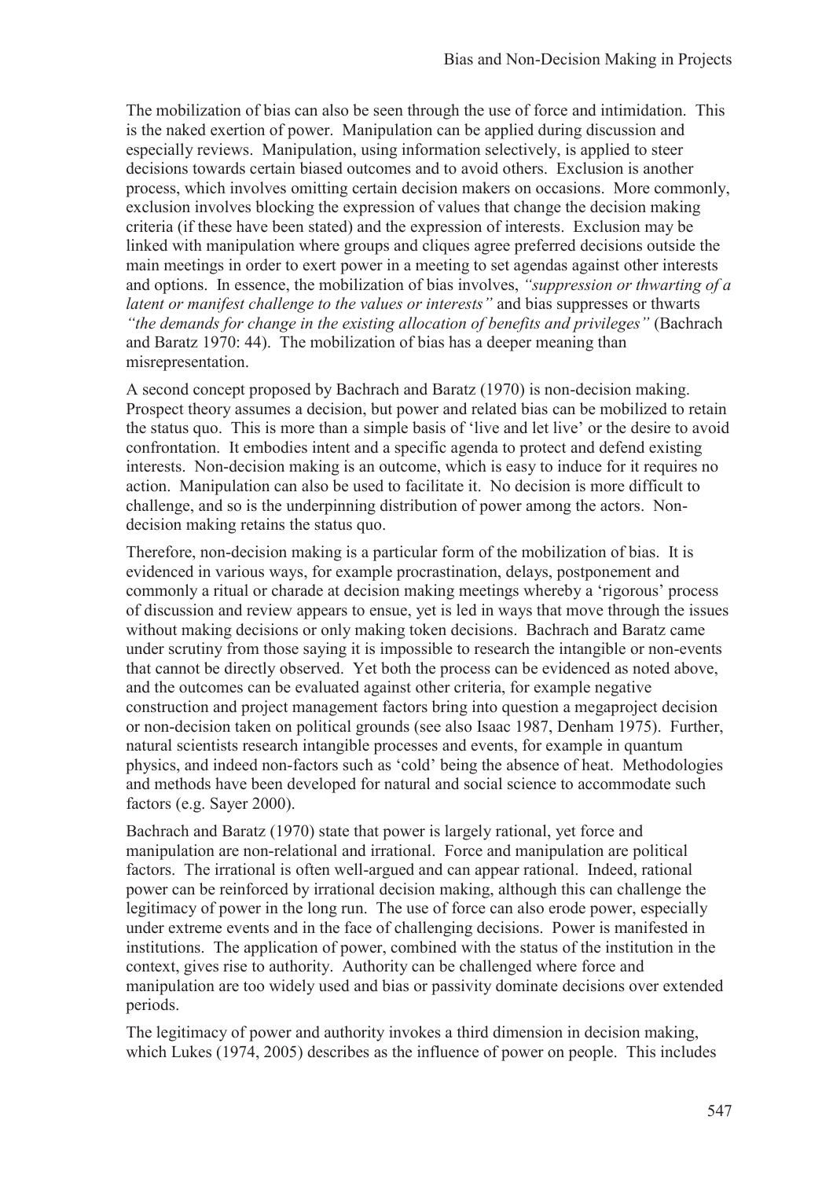The mobilization of bias can also be seen through the use of force and intimidation. This is the naked exertion of power. Manipulation can be applied during discussion and especially reviews. Manipulation, using information selectively, is applied to steer decisions towards certain biased outcomes and to avoid others. Exclusion is another process, which involves omitting certain decision makers on occasions. More commonly, exclusion involves blocking the expression of values that change the decision making criteria (if these have been stated) and the expression of interests. Exclusion may be linked with manipulation where groups and cliques agree preferred decisions outside the main meetings in order to exert power in a meeting to set agendas against other interests and options. In essence, the mobilization of bias involves, *"suppression or thwarting of a latent or manifest challenge to the values or interests"* and bias suppresses or thwarts *"the demands for change in the existing allocation of benefits and privileges"* (Bachrach and Baratz 1970: 44). The mobilization of bias has a deeper meaning than misrepresentation.

A second concept proposed by Bachrach and Baratz (1970) is non-decision making. Prospect theory assumes a decision, but power and related bias can be mobilized to retain the status quo. This is more than a simple basis of 'live and let live' or the desire to avoid confrontation. It embodies intent and a specific agenda to protect and defend existing interests. Non-decision making is an outcome, which is easy to induce for it requires no action. Manipulation can also be used to facilitate it. No decision is more difficult to challenge, and so is the underpinning distribution of power among the actors. Non-decision making retains the status quo.

Therefore, non-decision making is a particular form of the mobilization of bias. It is evidenced in various ways, for example procrastination, delays, postponement and commonly a ritual or charade at decision making meetings whereby a 'rigorous' process of discussion and review appears to ensue, yet is led in ways that move through the issues without making decisions or only making token decisions. Bachrach and Baratz came under scrutiny from those saying it is impossible to research the intangible or non-events that cannot be directly observed. Yet both the process can be evidenced as noted above, and the outcomes can be evaluated against other criteria, for example negative construction and project management factors bring into question a megaproject decision or non-decision taken on political grounds (see also Isaac 1987, Denham 1975). Further, natural scientists research intangible processes and events, for example in quantum physics, and indeed non-factors such as 'cold' being the absence of heat. Methodologies and methods have been developed for natural and social science to accommodate such factors (e.g. Sayer 2000).

Bachrach and Baratz (1970) state that power is largely rational, yet force and manipulation are non-relational and irrational. Force and manipulation are political factors. The irrational is often well-argued and can appear rational. Indeed, rational power can be reinforced by irrational decision making, although this can challenge the legitimacy of power in the long run. The use of force can also erode power, especially under extreme events and in the face of challenging decisions. Power is manifested in institutions. The application of power, combined with the status of the institution in the context, gives rise to authority. Authority can be challenged where force and manipulation are too widely used and bias or passivity dominate decisions over extended periods.

The legitimacy of power and authority invokes a third dimension in decision making, which Lukes (1974, 2005) describes as the influence of power on people. This includes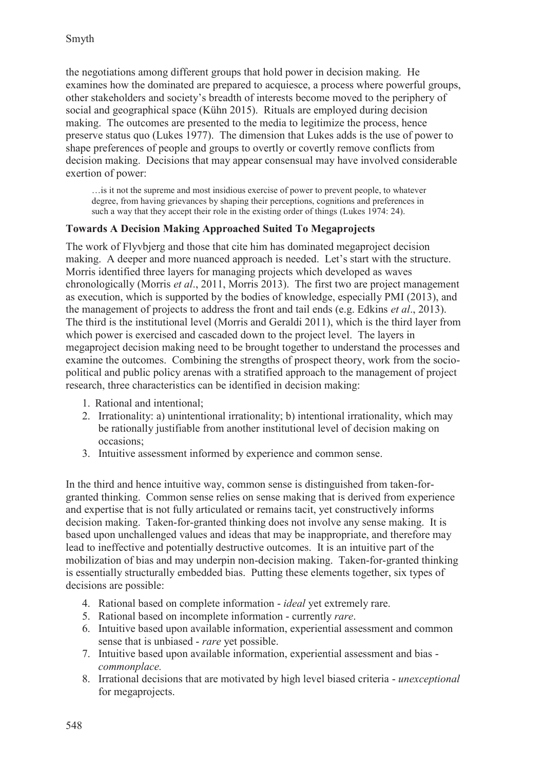the negotiations among different groups that hold power in decision making. He examines how the dominated are prepared to acquiesce, a process where powerful groups, other stakeholders and society's breadth of interests become moved to the periphery of social and geographical space (Kühn 2015). Rituals are employed during decision making. The outcomes are presented to the media to legitimize the process, hence preserve status quo (Lukes 1977). The dimension that Lukes adds is the use of power to shape preferences of people and groups to overtly or covertly remove conflicts from decision making. Decisions that may appear consensual may have involved considerable exertion of power:

> …is it not the supreme and most insidious exercise of power to prevent people, to whatever degree, from having grievances by shaping their perceptions, cognitions and preferences in such a way that they accept their role in the existing order of things (Lukes 1974: 24).

**Towards A Decision Making Approached Suited To Megaprojects**

The work of Flyvbjerg and those that cite him has dominated megaproject decision making. A deeper and more nuanced approach is needed. Let's start with the structure. Morris identified three layers for managing projects which developed as waves chronologically (Morris *et al*., 2011, Morris 2013). The first two are project management as execution, which is supported by the bodies of knowledge, especially PMI (2013), and the management of projects to address the front and tail ends (e.g. Edkins *et al*., 2013). The third is the institutional level (Morris and Geraldi 2011), which is the third layer from which power is exercised and cascaded down to the project level. The layers in megaproject decision making need to be brought together to understand the processes and examine the outcomes. Combining the strengths of prospect theory, work from the socio-political and public policy arenas with a stratified approach to the management of project research, three characteristics can be identified in decision making:

1. Rational and intentional;
2. Irrationality: a) unintentional irrationality; b) intentional irrationality, which may be rationally justifiable from another institutional level of decision making on occasions;
3. Intuitive assessment informed by experience and common sense.

In the third and hence intuitive way, common sense is distinguished from taken-for-granted thinking. Common sense relies on sense making that is derived from experience and expertise that is not fully articulated or remains tacit, yet constructively informs decision making. Taken-for-granted thinking does not involve any sense making. It is based upon unchallenged values and ideas that may be inappropriate, and therefore may lead to ineffective and potentially destructive outcomes. It is an intuitive part of the mobilization of bias and may underpin non-decision making. Taken-for-granted thinking is essentially structurally embedded bias. Putting these elements together, six types of decisions are possible:

4. Rational based on complete information - *ideal* yet extremely rare.
5. Rational based on incomplete information - currently *rare*.
6. Intuitive based upon available information, experiential assessment and common sense that is unbiased - *rare* yet possible.
7. Intuitive based upon available information, experiential assessment and bias - *commonplace.*
8. Irrational decisions that are motivated by high level biased criteria - *unexceptional* for megaprojects.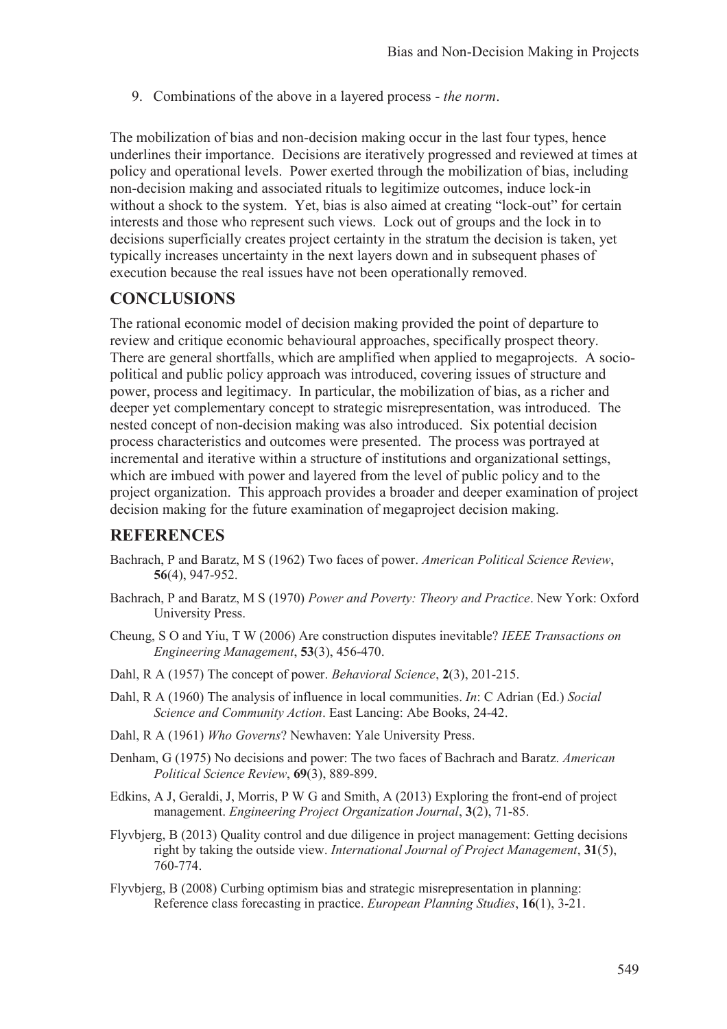9. Combinations of the above in a layered process - *the norm*.

The mobilization of bias and non-decision making occur in the last four types, hence underlines their importance. Decisions are iteratively progressed and reviewed at times at policy and operational levels. Power exerted through the mobilization of bias, including non-decision making and associated rituals to legitimize outcomes, induce lock-in without a shock to the system. Yet, bias is also aimed at creating "lock-out" for certain interests and those who represent such views. Lock out of groups and the lock in to decisions superficially creates project certainty in the stratum the decision is taken, yet typically increases uncertainty in the next layers down and in subsequent phases of execution because the real issues have not been operationally removed.

## CONCLUSIONS

The rational economic model of decision making provided the point of departure to review and critique economic behavioural approaches, specifically prospect theory. There are general shortfalls, which are amplified when applied to megaprojects. A socio-political and public policy approach was introduced, covering issues of structure and power, process and legitimacy. In particular, the mobilization of bias, as a richer and deeper yet complementary concept to strategic misrepresentation, was introduced. The nested concept of non-decision making was also introduced. Six potential decision process characteristics and outcomes were presented. The process was portrayed at incremental and iterative within a structure of institutions and organizational settings, which are imbued with power and layered from the level of public policy and to the project organization. This approach provides a broader and deeper examination of project decision making for the future examination of megaproject decision making.

## REFERENCES

Bachrach, P and Baratz, M S (1962) Two faces of power. *American Political Science Review*, **56**(4), 947-952.

Bachrach, P and Baratz, M S (1970) *Power and Poverty: Theory and Practice*. New York: Oxford University Press.

Cheung, S O and Yiu, T W (2006) Are construction disputes inevitable? *IEEE Transactions on Engineering Management*, **53**(3), 456-470.

Dahl, R A (1957) The concept of power. *Behavioral Science*, **2**(3), 201-215.

Dahl, R A (1960) The analysis of influence in local communities. *In*: C Adrian (Ed.) *Social Science and Community Action*. East Lancing: Abe Books, 24-42.

Dahl, R A (1961) *Who Governs*? Newhaven: Yale University Press.

Denham, G (1975) No decisions and power: The two faces of Bachrach and Baratz. *American Political Science Review*, **69**(3), 889-899.

Edkins, A J, Geraldi, J, Morris, P W G and Smith, A (2013) Exploring the front-end of project management. *Engineering Project Organization Journal*, **3**(2), 71-85.

Flyvbjerg, B (2013) Quality control and due diligence in project management: Getting decisions right by taking the outside view. *International Journal of Project Management*, **31**(5), 760-774.

Flyvbjerg, B (2008) Curbing optimism bias and strategic misrepresentation in planning: Reference class forecasting in practice. *European Planning Studies*, **16**(1), 3-21.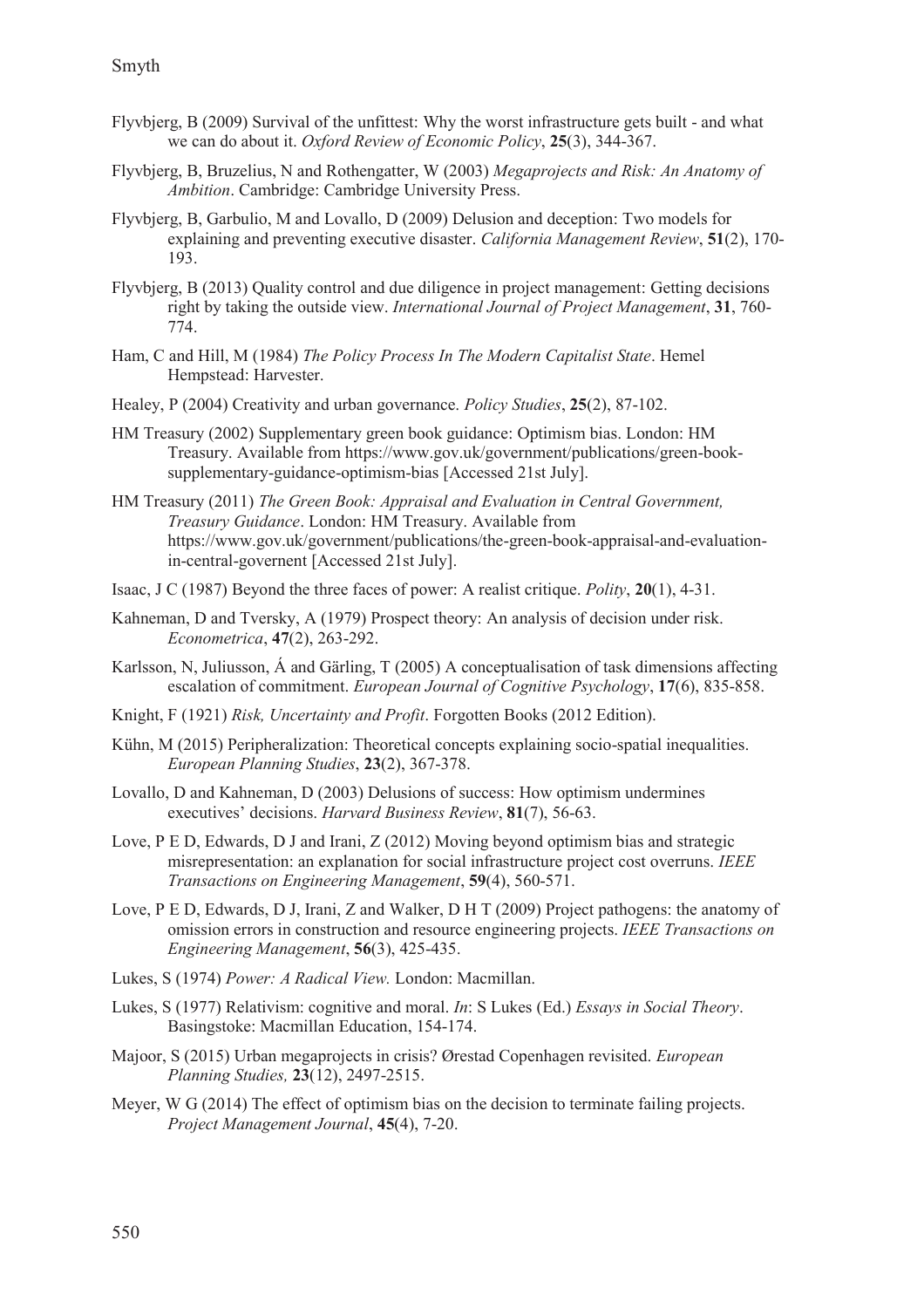Flyvbjerg, B (2009) Survival of the unfittest: Why the worst infrastructure gets built - and what we can do about it. *Oxford Review of Economic Policy*, **25**(3), 344-367.

Flyvbjerg, B, Bruzelius, N and Rothengatter, W (2003) *Megaprojects and Risk: An Anatomy of Ambition*. Cambridge: Cambridge University Press.

Flyvbjerg, B, Garbulio, M and Lovallo, D (2009) Delusion and deception: Two models for explaining and preventing executive disaster. *California Management Review*, **51**(2), 170-193.

Flyvbjerg, B (2013) Quality control and due diligence in project management: Getting decisions right by taking the outside view. *International Journal of Project Management*, **31**, 760-774.

Ham, C and Hill, M (1984) *The Policy Process In The Modern Capitalist State*. Hemel Hempstead: Harvester.

Healey, P (2004) Creativity and urban governance. *Policy Studies*, **25**(2), 87-102.

HM Treasury (2002) Supplementary green book guidance: Optimism bias. London: HM Treasury. Available from https://www.gov.uk/government/publications/green-book-supplementary-guidance-optimism-bias [Accessed 21st July].

HM Treasury (2011) *The Green Book: Appraisal and Evaluation in Central Government, Treasury Guidance*. London: HM Treasury. Available from https://www.gov.uk/government/publications/the-green-book-appraisal-and-evaluation-in-central-governent [Accessed 21st July].

Isaac, J C (1987) Beyond the three faces of power: A realist critique. *Polity*, **20**(1), 4-31.

Kahneman, D and Tversky, A (1979) Prospect theory: An analysis of decision under risk. *Econometrica*, **47**(2), 263-292.

Karlsson, N, Juliusson, Á and Gärling, T (2005) A conceptualisation of task dimensions affecting escalation of commitment. *European Journal of Cognitive Psychology*, **17**(6), 835-858.

Knight, F (1921) *Risk, Uncertainty and Profit*. Forgotten Books (2012 Edition).

Kühn, M (2015) Peripheralization: Theoretical concepts explaining socio-spatial inequalities. *European Planning Studies*, **23**(2), 367-378.

Lovallo, D and Kahneman, D (2003) Delusions of success: How optimism undermines executives' decisions. *Harvard Business Review*, **81**(7), 56-63.

Love, P E D, Edwards, D J and Irani, Z (2012) Moving beyond optimism bias and strategic misrepresentation: an explanation for social infrastructure project cost overruns. *IEEE Transactions on Engineering Management*, **59**(4), 560-571.

Love, P E D, Edwards, D J, Irani, Z and Walker, D H T (2009) Project pathogens: the anatomy of omission errors in construction and resource engineering projects. *IEEE Transactions on Engineering Management*, **56**(3), 425-435.

Lukes, S (1974) *Power: A Radical View.* London: Macmillan.

Lukes, S (1977) Relativism: cognitive and moral. *In*: S Lukes (Ed.) *Essays in Social Theory*. Basingstoke: Macmillan Education, 154-174.

Majoor, S (2015) Urban megaprojects in crisis? Ørestad Copenhagen revisited. *European Planning Studies,* **23**(12), 2497-2515.

Meyer, W G (2014) The effect of optimism bias on the decision to terminate failing projects. *Project Management Journal*, **45**(4), 7-20.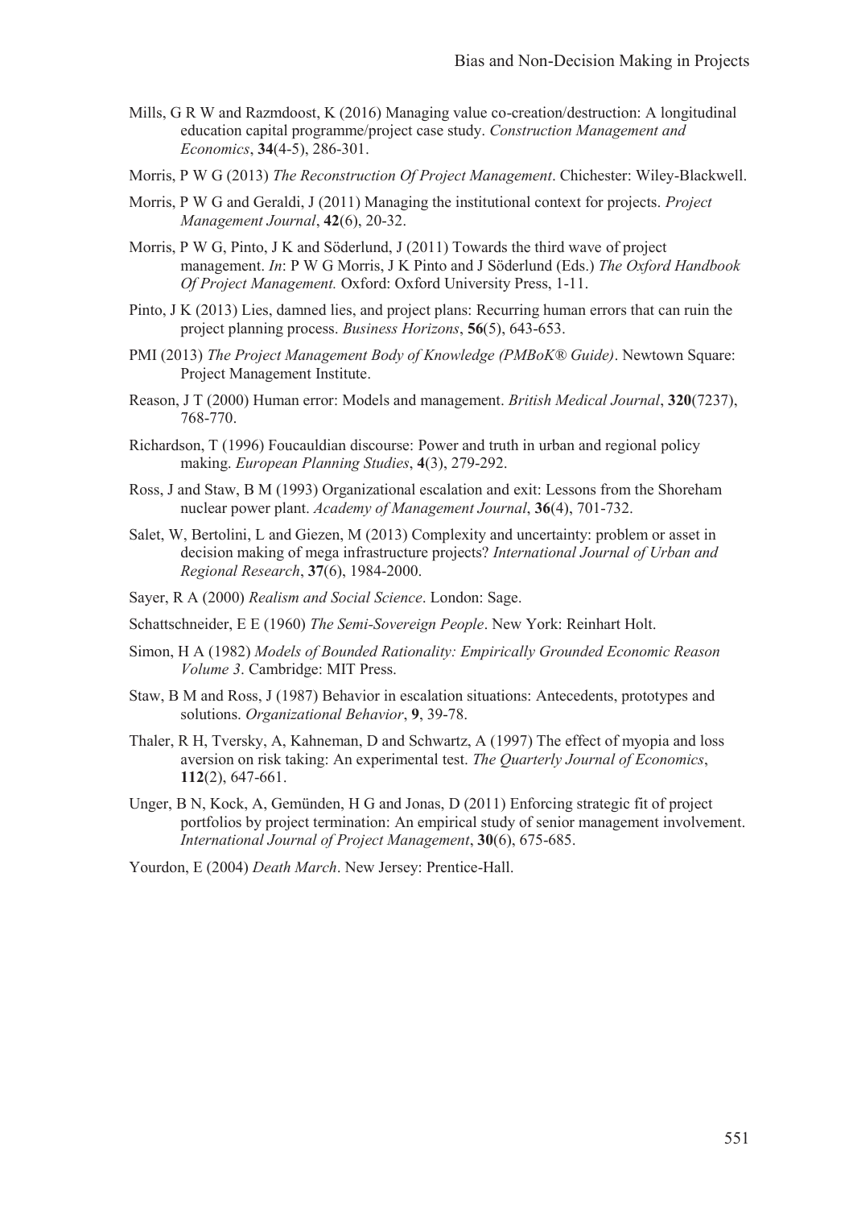Mills, G R W and Razmdoost, K (2016) Managing value co-creation/destruction: A longitudinal education capital programme/project case study. *Construction Management and Economics*, **34**(4-5), 286-301.

Morris, P W G (2013) *The Reconstruction Of Project Management*. Chichester: Wiley-Blackwell.

Morris, P W G and Geraldi, J (2011) Managing the institutional context for projects. *Project Management Journal*, **42**(6), 20-32.

Morris, P W G, Pinto, J K and Söderlund, J (2011) Towards the third wave of project management. *In*: P W G Morris, J K Pinto and J Söderlund (Eds.) *The Oxford Handbook Of Project Management.* Oxford: Oxford University Press, 1-11.

Pinto, J K (2013) Lies, damned lies, and project plans: Recurring human errors that can ruin the project planning process. *Business Horizons*, **56**(5), 643-653.

PMI (2013) *The Project Management Body of Knowledge (PMBoK® Guide)*. Newtown Square: Project Management Institute.

Reason, J T (2000) Human error: Models and management. *British Medical Journal*, **320**(7237), 768-770.

Richardson, T (1996) Foucauldian discourse: Power and truth in urban and regional policy making. *European Planning Studies*, **4**(3), 279-292.

Ross, J and Staw, B M (1993) Organizational escalation and exit: Lessons from the Shoreham nuclear power plant. *Academy of Management Journal*, **36**(4), 701-732.

Salet, W, Bertolini, L and Giezen, M (2013) Complexity and uncertainty: problem or asset in decision making of mega infrastructure projects? *International Journal of Urban and Regional Research*, **37**(6), 1984-2000.

Sayer, R A (2000) *Realism and Social Science*. London: Sage.

Schattschneider, E E (1960) *The Semi-Sovereign People*. New York: Reinhart Holt.

Simon, H A (1982) *Models of Bounded Rationality: Empirically Grounded Economic Reason Volume 3*. Cambridge: MIT Press.

Staw, B M and Ross, J (1987) Behavior in escalation situations: Antecedents, prototypes and solutions. *Organizational Behavior*, **9**, 39-78.

Thaler, R H, Tversky, A, Kahneman, D and Schwartz, A (1997) The effect of myopia and loss aversion on risk taking: An experimental test. *The Quarterly Journal of Economics*, **112**(2), 647-661.

Unger, B N, Kock, A, Gemünden, H G and Jonas, D (2011) Enforcing strategic fit of project portfolios by project termination: An empirical study of senior management involvement. *International Journal of Project Management*, **30**(6), 675-685.

Yourdon, E (2004) *Death March*. New Jersey: Prentice-Hall.